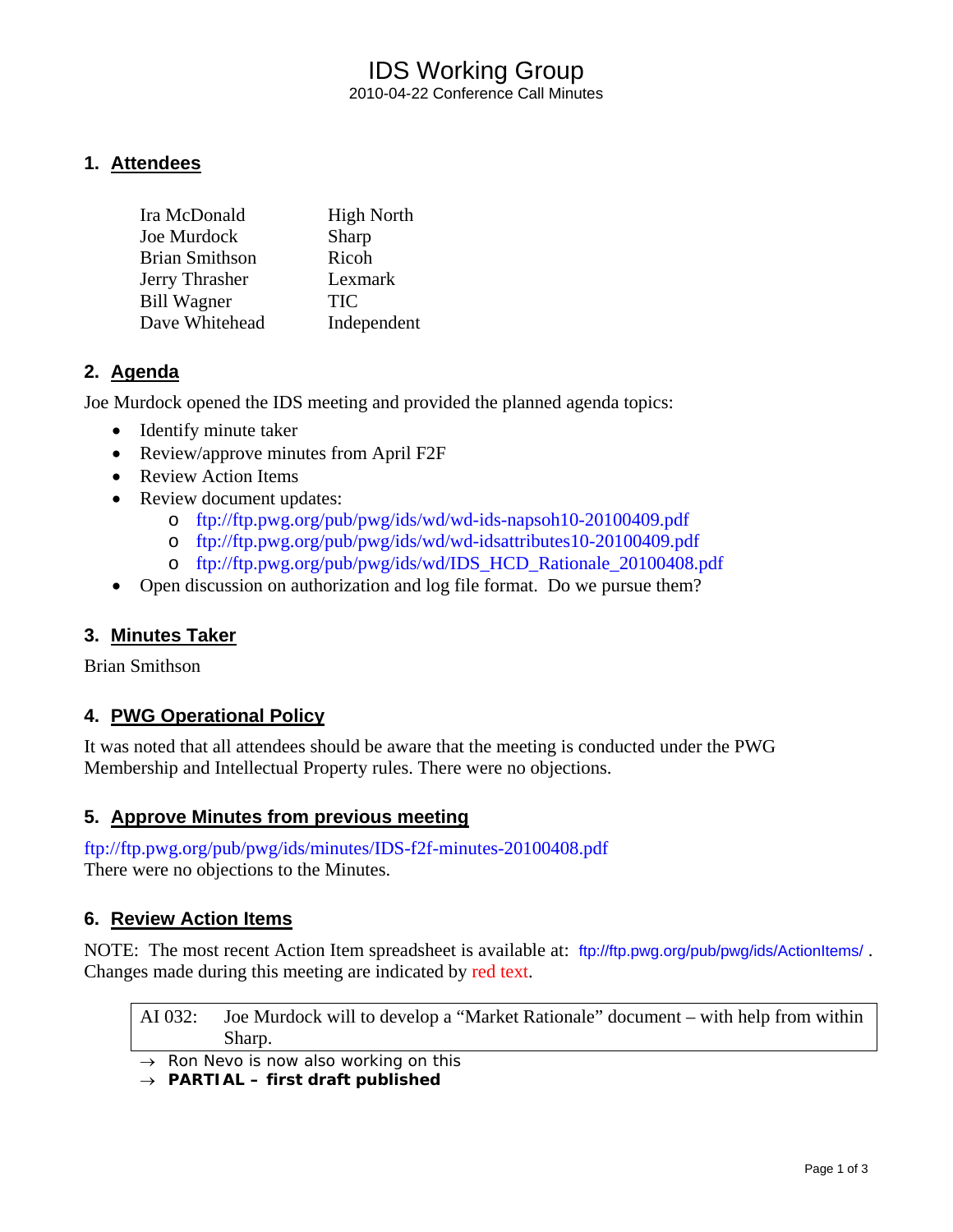# IDS Working Group

2010-04-22 Conference Call Minutes

## 1. Attendees

| | |
|---|---|
| Ira McDonald | High North |
| Joe Murdock | Sharp |
| Brian Smithson | Ricoh |
| Jerry Thrasher | Lexmark |
| Bill Wagner | TIC |
| Dave Whitehead | Independent |

## 2. Agenda

Joe Murdock opened the IDS meeting and provided the planned agenda topics:

- Identify minute taker
- Review/approve minutes from April F2F
- Review Action Items
- Review document updates:
  - ftp://ftp.pwg.org/pub/pwg/ids/wd/wd-ids-napsoh10-20100409.pdf
  - ftp://ftp.pwg.org/pub/pwg/ids/wd/wd-idsattributes10-20100409.pdf
  - ftp://ftp.pwg.org/pub/pwg/ids/wd/IDS_HCD_Rationale_20100408.pdf
- Open discussion on authorization and log file format. Do we pursue them?

## 3. Minutes Taker

Brian Smithson

## 4. PWG Operational Policy

It was noted that all attendees should be aware that the meeting is conducted under the PWG Membership and Intellectual Property rules. There were no objections.

## 5. Approve Minutes from previous meeting

ftp://ftp.pwg.org/pub/pwg/ids/minutes/IDS-f2f-minutes-20100408.pdf

There were no objections to the Minutes.

## 6. Review Action Items

NOTE: The most recent Action Item spreadsheet is available at: ftp://ftp.pwg.org/pub/pwg/ids/ActionItems/ . Changes made during this meeting are indicated by red text.

| AI 032: | Joe Murdock will to develop a "Market Rationale" document – with help from within Sharp. |
|---|---|

→ Ron Nevo is now also working on this

→ **PARTIAL – first draft published**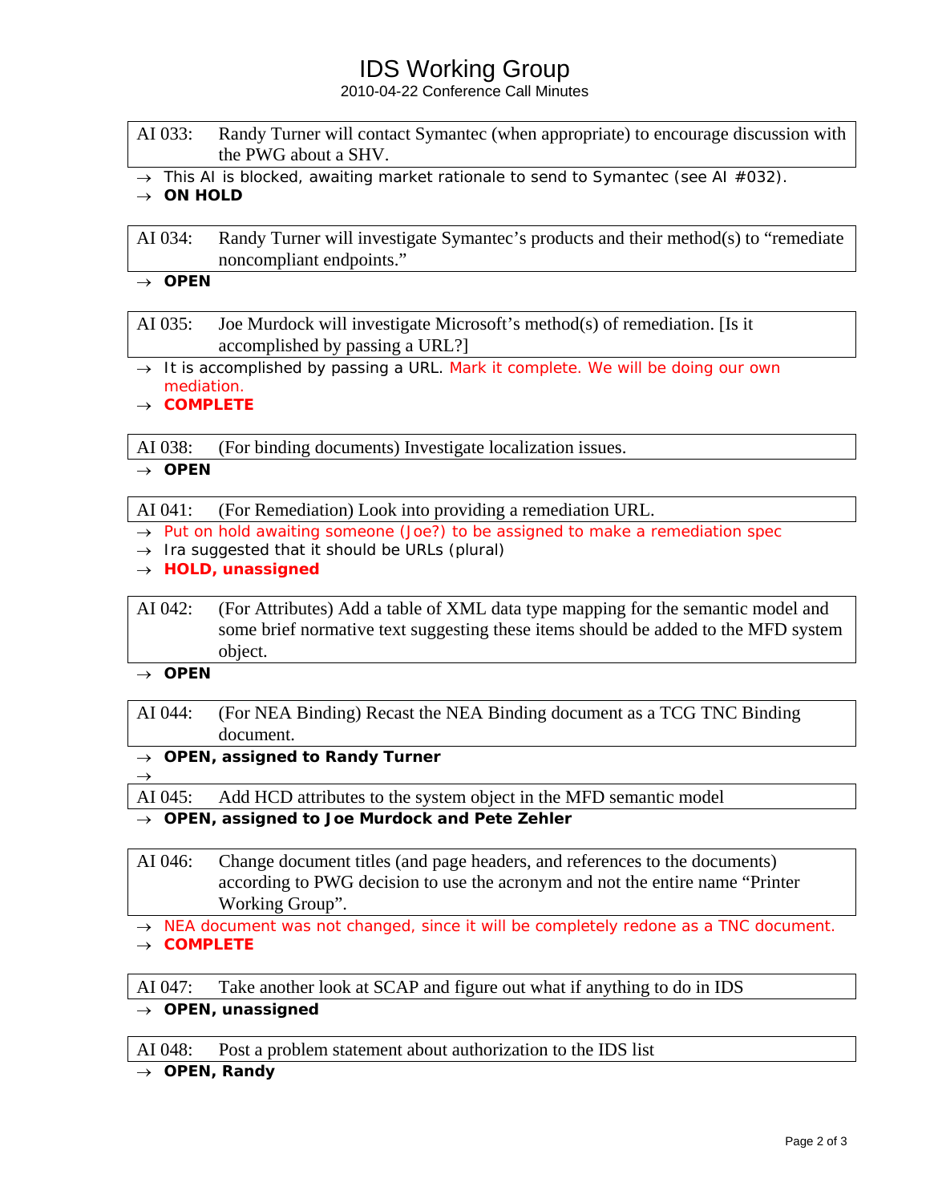# IDS Working Group

2010-04-22 Conference Call Minutes

| AI 033: | Randy Turner will contact Symantec (when appropriate) to encourage discussion with the PWG about a SHV. |
|---|---|

- → This AI is blocked, awaiting market rationale to send to Symantec (see AI #032).
- → **ON HOLD**

| AI 034: | Randy Turner will investigate Symantec's products and their method(s) to "remediate noncompliant endpoints." |
|---|---|

- → **OPEN**

| AI 035: | Joe Murdock will investigate Microsoft's method(s) of remediation. [Is it accomplished by passing a URL?] |
|---|---|

- → It is accomplished by passing a URL. Mark it complete. We will be doing our own mediation.
- → **COMPLETE**

| AI 038: | (For binding documents) Investigate localization issues. |
|---|---|

- → **OPEN**

| AI 041: | (For Remediation) Look into providing a remediation URL. |
|---|---|

- → Put on hold awaiting someone (Joe?) to be assigned to make a remediation spec
- → Ira suggested that it should be URLs (plural)
- → **HOLD, unassigned**

| AI 042: | (For Attributes) Add a table of XML data type mapping for the semantic model and some brief normative text suggesting these items should be added to the MFD system object. |
|---|---|

- → **OPEN**

| AI 044: | (For NEA Binding) Recast the NEA Binding document as a TCG TNC Binding document. |
|---|---|

- → **OPEN, assigned to Randy Turner**
- →

| AI 045: | Add HCD attributes to the system object in the MFD semantic model |
|---|---|

- → **OPEN, assigned to Joe Murdock and Pete Zehler**

| AI 046: | Change document titles (and page headers, and references to the documents) according to PWG decision to use the acronym and not the entire name "Printer Working Group". |
|---|---|

- → NEA document was not changed, since it will be completely redone as a TNC document.
- → **COMPLETE**

| AI 047: | Take another look at SCAP and figure out what if anything to do in IDS |
|---|---|

- → **OPEN, unassigned**

| AI 048: | Post a problem statement about authorization to the IDS list |
|---|---|

- → **OPEN, Randy**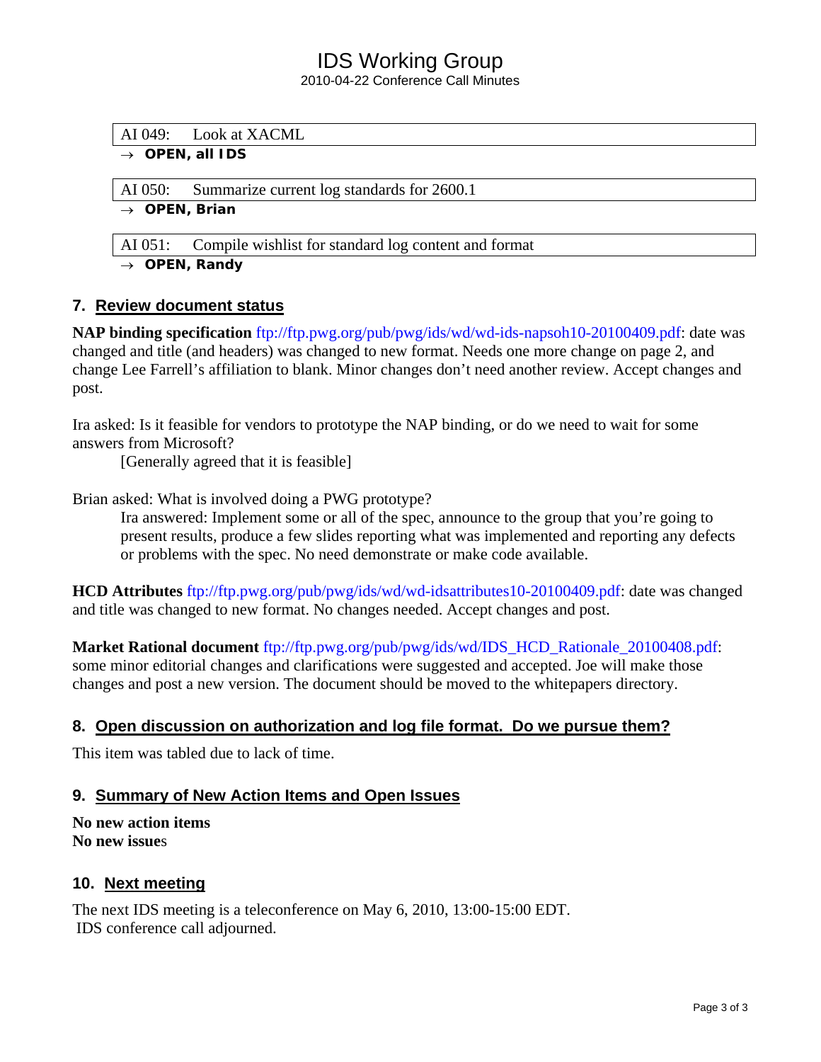AI 049: Look at XACML

→ **OPEN, all IDS**

AI 050: Summarize current log standards for 2600.1

→ **OPEN, Brian**

AI 051: Compile wishlist for standard log content and format

→ **OPEN, Randy**

## 7. Review document status

**NAP binding specification** ftp://ftp.pwg.org/pub/pwg/ids/wd/wd-ids-napsoh10-20100409.pdf: date was changed and title (and headers) was changed to new format. Needs one more change on page 2, and change Lee Farrell's affiliation to blank. Minor changes don't need another review. Accept changes and post.

Ira asked: Is it feasible for vendors to prototype the NAP binding, or do we need to wait for some answers from Microsoft?

> [Generally agreed that it is feasible]

Brian asked: What is involved doing a PWG prototype?

> Ira answered: Implement some or all of the spec, announce to the group that you're going to present results, produce a few slides reporting what was implemented and reporting any defects or problems with the spec. No need demonstrate or make code available.

**HCD Attributes** ftp://ftp.pwg.org/pub/pwg/ids/wd/wd-idsattributes10-20100409.pdf: date was changed and title was changed to new format. No changes needed. Accept changes and post.

**Market Rational document** ftp://ftp.pwg.org/pub/pwg/ids/wd/IDS_HCD_Rationale_20100408.pdf: some minor editorial changes and clarifications were suggested and accepted. Joe will make those changes and post a new version. The document should be moved to the whitepapers directory.

## 8. Open discussion on authorization and log file format. Do we pursue them?

This item was tabled due to lack of time.

## 9. Summary of New Action Items and Open Issues

**No new action items**
**No new issue**s

## 10. Next meeting

The next IDS meeting is a teleconference on May 6, 2010, 13:00-15:00 EDT.
IDS conference call adjourned.